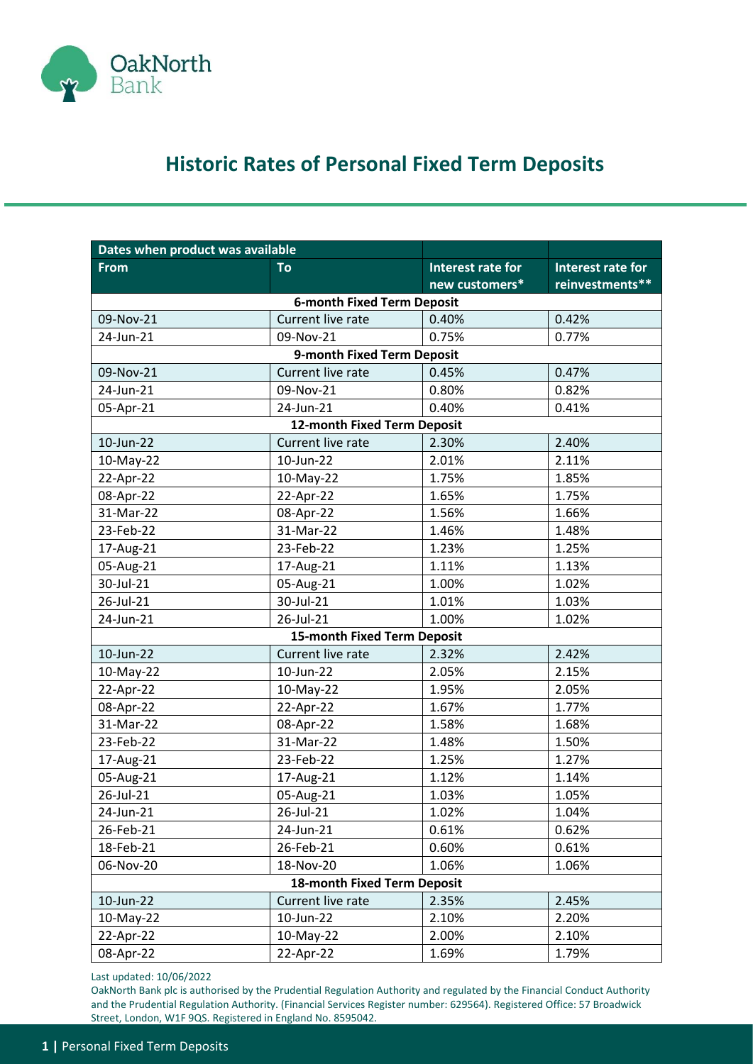# Historic Rates of Personal Fixed Term Deposits

| Dates when product was available | | | |
|---|---|---|---|
| **From** | **To** | **Interest rate for new customers*** | **Interest rate for reinvestments**** |
| **6-month Fixed Term Deposit** | | | |
| 09-Nov-21 | Current live rate | 0.40% | 0.42% |
| 24-Jun-21 | 09-Nov-21 | 0.75% | 0.77% |
| **9-month Fixed Term Deposit** | | | |
| 09-Nov-21 | Current live rate | 0.45% | 0.47% |
| 24-Jun-21 | 09-Nov-21 | 0.80% | 0.82% |
| 05-Apr-21 | 24-Jun-21 | 0.40% | 0.41% |
| **12-month Fixed Term Deposit** | | | |
| 10-Jun-22 | Current live rate | 2.30% | 2.40% |
| 10-May-22 | 10-Jun-22 | 2.01% | 2.11% |
| 22-Apr-22 | 10-May-22 | 1.75% | 1.85% |
| 08-Apr-22 | 22-Apr-22 | 1.65% | 1.75% |
| 31-Mar-22 | 08-Apr-22 | 1.56% | 1.66% |
| 23-Feb-22 | 31-Mar-22 | 1.46% | 1.48% |
| 17-Aug-21 | 23-Feb-22 | 1.23% | 1.25% |
| 05-Aug-21 | 17-Aug-21 | 1.11% | 1.13% |
| 30-Jul-21 | 05-Aug-21 | 1.00% | 1.02% |
| 26-Jul-21 | 30-Jul-21 | 1.01% | 1.03% |
| 24-Jun-21 | 26-Jul-21 | 1.00% | 1.02% |
| **15-month Fixed Term Deposit** | | | |
| 10-Jun-22 | Current live rate | 2.32% | 2.42% |
| 10-May-22 | 10-Jun-22 | 2.05% | 2.15% |
| 22-Apr-22 | 10-May-22 | 1.95% | 2.05% |
| 08-Apr-22 | 22-Apr-22 | 1.67% | 1.77% |
| 31-Mar-22 | 08-Apr-22 | 1.58% | 1.68% |
| 23-Feb-22 | 31-Mar-22 | 1.48% | 1.50% |
| 17-Aug-21 | 23-Feb-22 | 1.25% | 1.27% |
| 05-Aug-21 | 17-Aug-21 | 1.12% | 1.14% |
| 26-Jul-21 | 05-Aug-21 | 1.03% | 1.05% |
| 24-Jun-21 | 26-Jul-21 | 1.02% | 1.04% |
| 26-Feb-21 | 24-Jun-21 | 0.61% | 0.62% |
| 18-Feb-21 | 26-Feb-21 | 0.60% | 0.61% |
| 06-Nov-20 | 18-Nov-20 | 1.06% | 1.06% |
| **18-month Fixed Term Deposit** | | | |
| 10-Jun-22 | Current live rate | 2.35% | 2.45% |
| 10-May-22 | 10-Jun-22 | 2.10% | 2.20% |
| 22-Apr-22 | 10-May-22 | 2.00% | 2.10% |
| 08-Apr-22 | 22-Apr-22 | 1.69% | 1.79% |

Last updated: 10/06/2022

OakNorth Bank plc is authorised by the Prudential Regulation Authority and regulated by the Financial Conduct Authority and the Prudential Regulation Authority. (Financial Services Register number: 629564). Registered Office: 57 Broadwick Street, London, W1F 9QS. Registered in England No. 8595042.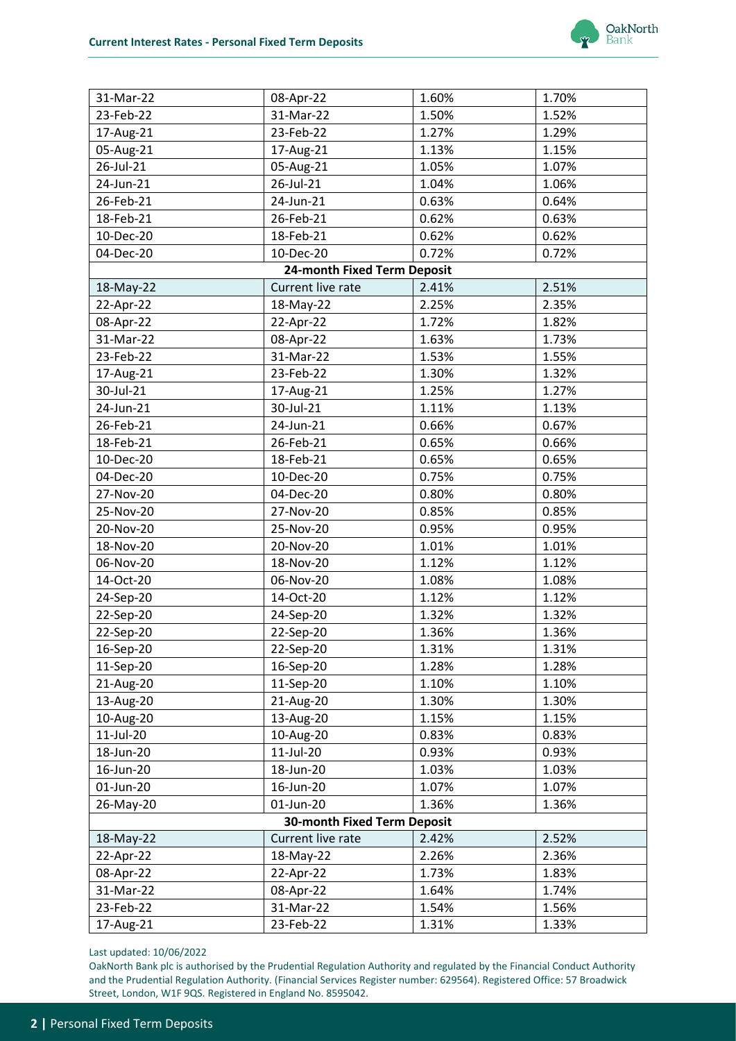| | | | |
|---|---|---|---|
| 31-Mar-22 | 08-Apr-22 | 1.60% | 1.70% |
| 23-Feb-22 | 31-Mar-22 | 1.50% | 1.52% |
| 17-Aug-21 | 23-Feb-22 | 1.27% | 1.29% |
| 05-Aug-21 | 17-Aug-21 | 1.13% | 1.15% |
| 26-Jul-21 | 05-Aug-21 | 1.05% | 1.07% |
| 24-Jun-21 | 26-Jul-21 | 1.04% | 1.06% |
| 26-Feb-21 | 24-Jun-21 | 0.63% | 0.64% |
| 18-Feb-21 | 26-Feb-21 | 0.62% | 0.63% |
| 10-Dec-20 | 18-Feb-21 | 0.62% | 0.62% |
| 04-Dec-20 | 10-Dec-20 | 0.72% | 0.72% |
| **24-month Fixed Term Deposit** | | | |
| 18-May-22 | Current live rate | 2.41% | 2.51% |
| 22-Apr-22 | 18-May-22 | 2.25% | 2.35% |
| 08-Apr-22 | 22-Apr-22 | 1.72% | 1.82% |
| 31-Mar-22 | 08-Apr-22 | 1.63% | 1.73% |
| 23-Feb-22 | 31-Mar-22 | 1.53% | 1.55% |
| 17-Aug-21 | 23-Feb-22 | 1.30% | 1.32% |
| 30-Jul-21 | 17-Aug-21 | 1.25% | 1.27% |
| 24-Jun-21 | 30-Jul-21 | 1.11% | 1.13% |
| 26-Feb-21 | 24-Jun-21 | 0.66% | 0.67% |
| 18-Feb-21 | 26-Feb-21 | 0.65% | 0.66% |
| 10-Dec-20 | 18-Feb-21 | 0.65% | 0.65% |
| 04-Dec-20 | 10-Dec-20 | 0.75% | 0.75% |
| 27-Nov-20 | 04-Dec-20 | 0.80% | 0.80% |
| 25-Nov-20 | 27-Nov-20 | 0.85% | 0.85% |
| 20-Nov-20 | 25-Nov-20 | 0.95% | 0.95% |
| 18-Nov-20 | 20-Nov-20 | 1.01% | 1.01% |
| 06-Nov-20 | 18-Nov-20 | 1.12% | 1.12% |
| 14-Oct-20 | 06-Nov-20 | 1.08% | 1.08% |
| 24-Sep-20 | 14-Oct-20 | 1.12% | 1.12% |
| 22-Sep-20 | 24-Sep-20 | 1.32% | 1.32% |
| 22-Sep-20 | 22-Sep-20 | 1.36% | 1.36% |
| 16-Sep-20 | 22-Sep-20 | 1.31% | 1.31% |
| 11-Sep-20 | 16-Sep-20 | 1.28% | 1.28% |
| 21-Aug-20 | 11-Sep-20 | 1.10% | 1.10% |
| 13-Aug-20 | 21-Aug-20 | 1.30% | 1.30% |
| 10-Aug-20 | 13-Aug-20 | 1.15% | 1.15% |
| 11-Jul-20 | 10-Aug-20 | 0.83% | 0.83% |
| 18-Jun-20 | 11-Jul-20 | 0.93% | 0.93% |
| 16-Jun-20 | 18-Jun-20 | 1.03% | 1.03% |
| 01-Jun-20 | 16-Jun-20 | 1.07% | 1.07% |
| 26-May-20 | 01-Jun-20 | 1.36% | 1.36% |
| **30-month Fixed Term Deposit** | | | |
| 18-May-22 | Current live rate | 2.42% | 2.52% |
| 22-Apr-22 | 18-May-22 | 2.26% | 2.36% |
| 08-Apr-22 | 22-Apr-22 | 1.73% | 1.83% |
| 31-Mar-22 | 08-Apr-22 | 1.64% | 1.74% |
| 23-Feb-22 | 31-Mar-22 | 1.54% | 1.56% |
| 17-Aug-21 | 23-Feb-22 | 1.31% | 1.33% |

Last updated: 10/06/2022

OakNorth Bank plc is authorised by the Prudential Regulation Authority and regulated by the Financial Conduct Authority and the Prudential Regulation Authority. (Financial Services Register number: 629564). Registered Office: 57 Broadwick Street, London, W1F 9QS. Registered in England No. 8595042.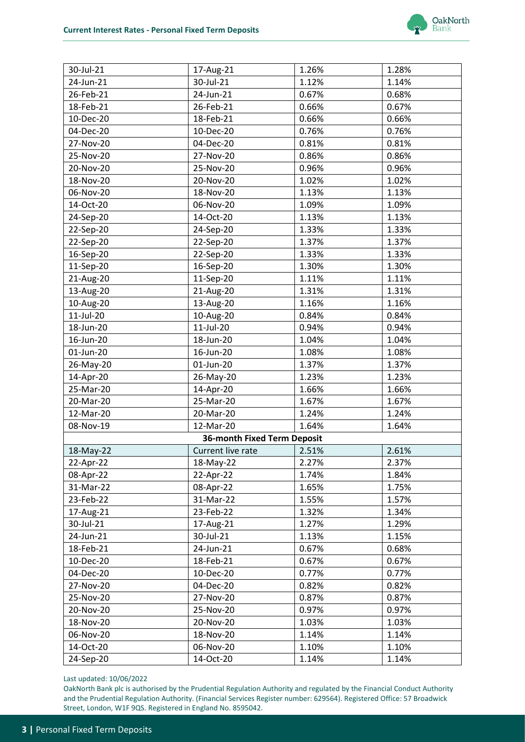| | | | |
|---|---|---|---|
| 30-Jul-21 | 17-Aug-21 | 1.26% | 1.28% |
| 24-Jun-21 | 30-Jul-21 | 1.12% | 1.14% |
| 26-Feb-21 | 24-Jun-21 | 0.67% | 0.68% |
| 18-Feb-21 | 26-Feb-21 | 0.66% | 0.67% |
| 10-Dec-20 | 18-Feb-21 | 0.66% | 0.66% |
| 04-Dec-20 | 10-Dec-20 | 0.76% | 0.76% |
| 27-Nov-20 | 04-Dec-20 | 0.81% | 0.81% |
| 25-Nov-20 | 27-Nov-20 | 0.86% | 0.86% |
| 20-Nov-20 | 25-Nov-20 | 0.96% | 0.96% |
| 18-Nov-20 | 20-Nov-20 | 1.02% | 1.02% |
| 06-Nov-20 | 18-Nov-20 | 1.13% | 1.13% |
| 14-Oct-20 | 06-Nov-20 | 1.09% | 1.09% |
| 24-Sep-20 | 14-Oct-20 | 1.13% | 1.13% |
| 22-Sep-20 | 24-Sep-20 | 1.33% | 1.33% |
| 22-Sep-20 | 22-Sep-20 | 1.37% | 1.37% |
| 16-Sep-20 | 22-Sep-20 | 1.33% | 1.33% |
| 11-Sep-20 | 16-Sep-20 | 1.30% | 1.30% |
| 21-Aug-20 | 11-Sep-20 | 1.11% | 1.11% |
| 13-Aug-20 | 21-Aug-20 | 1.31% | 1.31% |
| 10-Aug-20 | 13-Aug-20 | 1.16% | 1.16% |
| 11-Jul-20 | 10-Aug-20 | 0.84% | 0.84% |
| 18-Jun-20 | 11-Jul-20 | 0.94% | 0.94% |
| 16-Jun-20 | 18-Jun-20 | 1.04% | 1.04% |
| 01-Jun-20 | 16-Jun-20 | 1.08% | 1.08% |
| 26-May-20 | 01-Jun-20 | 1.37% | 1.37% |
| 14-Apr-20 | 26-May-20 | 1.23% | 1.23% |
| 25-Mar-20 | 14-Apr-20 | 1.66% | 1.66% |
| 20-Mar-20 | 25-Mar-20 | 1.67% | 1.67% |
| 12-Mar-20 | 20-Mar-20 | 1.24% | 1.24% |
| 08-Nov-19 | 12-Mar-20 | 1.64% | 1.64% |
| **36-month Fixed Term Deposit** | | | |
| 18-May-22 | Current live rate | 2.51% | 2.61% |
| 22-Apr-22 | 18-May-22 | 2.27% | 2.37% |
| 08-Apr-22 | 22-Apr-22 | 1.74% | 1.84% |
| 31-Mar-22 | 08-Apr-22 | 1.65% | 1.75% |
| 23-Feb-22 | 31-Mar-22 | 1.55% | 1.57% |
| 17-Aug-21 | 23-Feb-22 | 1.32% | 1.34% |
| 30-Jul-21 | 17-Aug-21 | 1.27% | 1.29% |
| 24-Jun-21 | 30-Jul-21 | 1.13% | 1.15% |
| 18-Feb-21 | 24-Jun-21 | 0.67% | 0.68% |
| 10-Dec-20 | 18-Feb-21 | 0.67% | 0.67% |
| 04-Dec-20 | 10-Dec-20 | 0.77% | 0.77% |
| 27-Nov-20 | 04-Dec-20 | 0.82% | 0.82% |
| 25-Nov-20 | 27-Nov-20 | 0.87% | 0.87% |
| 20-Nov-20 | 25-Nov-20 | 0.97% | 0.97% |
| 18-Nov-20 | 20-Nov-20 | 1.03% | 1.03% |
| 06-Nov-20 | 18-Nov-20 | 1.14% | 1.14% |
| 14-Oct-20 | 06-Nov-20 | 1.10% | 1.10% |
| 24-Sep-20 | 14-Oct-20 | 1.14% | 1.14% |

Last updated: 10/06/2022

OakNorth Bank plc is authorised by the Prudential Regulation Authority and regulated by the Financial Conduct Authority and the Prudential Regulation Authority. (Financial Services Register number: 629564). Registered Office: 57 Broadwick Street, London, W1F 9QS. Registered in England No. 8595042.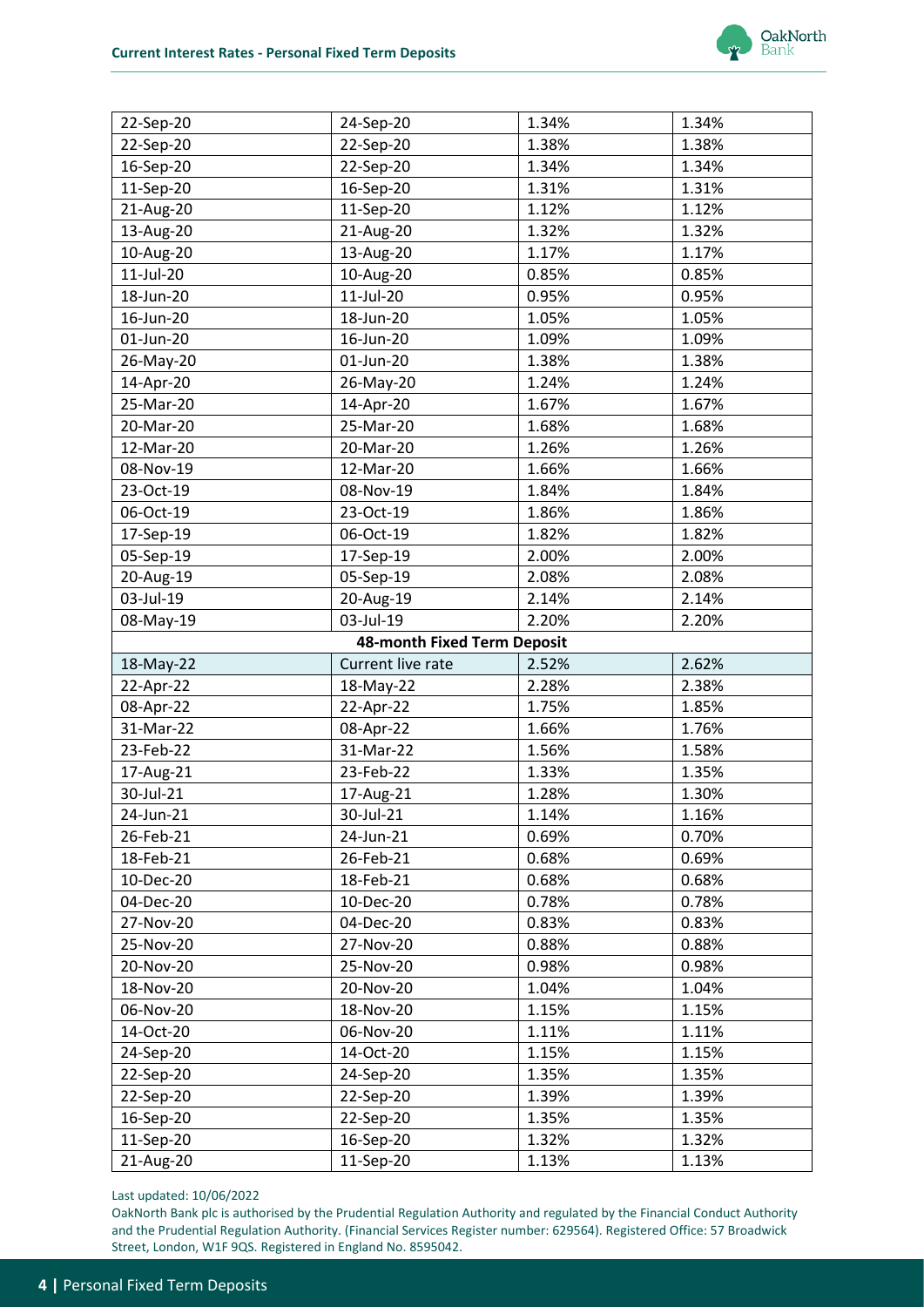| | | | |
|---|---|---|---|
| 22-Sep-20 | 24-Sep-20 | 1.34% | 1.34% |
| 22-Sep-20 | 22-Sep-20 | 1.38% | 1.38% |
| 16-Sep-20 | 22-Sep-20 | 1.34% | 1.34% |
| 11-Sep-20 | 16-Sep-20 | 1.31% | 1.31% |
| 21-Aug-20 | 11-Sep-20 | 1.12% | 1.12% |
| 13-Aug-20 | 21-Aug-20 | 1.32% | 1.32% |
| 10-Aug-20 | 13-Aug-20 | 1.17% | 1.17% |
| 11-Jul-20 | 10-Aug-20 | 0.85% | 0.85% |
| 18-Jun-20 | 11-Jul-20 | 0.95% | 0.95% |
| 16-Jun-20 | 18-Jun-20 | 1.05% | 1.05% |
| 01-Jun-20 | 16-Jun-20 | 1.09% | 1.09% |
| 26-May-20 | 01-Jun-20 | 1.38% | 1.38% |
| 14-Apr-20 | 26-May-20 | 1.24% | 1.24% |
| 25-Mar-20 | 14-Apr-20 | 1.67% | 1.67% |
| 20-Mar-20 | 25-Mar-20 | 1.68% | 1.68% |
| 12-Mar-20 | 20-Mar-20 | 1.26% | 1.26% |
| 08-Nov-19 | 12-Mar-20 | 1.66% | 1.66% |
| 23-Oct-19 | 08-Nov-19 | 1.84% | 1.84% |
| 06-Oct-19 | 23-Oct-19 | 1.86% | 1.86% |
| 17-Sep-19 | 06-Oct-19 | 1.82% | 1.82% |
| 05-Sep-19 | 17-Sep-19 | 2.00% | 2.00% |
| 20-Aug-19 | 05-Sep-19 | 2.08% | 2.08% |
| 03-Jul-19 | 20-Aug-19 | 2.14% | 2.14% |
| 08-May-19 | 03-Jul-19 | 2.20% | 2.20% |
| **48-month Fixed Term Deposit** | | | |
| 18-May-22 | Current live rate | 2.52% | 2.62% |
| 22-Apr-22 | 18-May-22 | 2.28% | 2.38% |
| 08-Apr-22 | 22-Apr-22 | 1.75% | 1.85% |
| 31-Mar-22 | 08-Apr-22 | 1.66% | 1.76% |
| 23-Feb-22 | 31-Mar-22 | 1.56% | 1.58% |
| 17-Aug-21 | 23-Feb-22 | 1.33% | 1.35% |
| 30-Jul-21 | 17-Aug-21 | 1.28% | 1.30% |
| 24-Jun-21 | 30-Jul-21 | 1.14% | 1.16% |
| 26-Feb-21 | 24-Jun-21 | 0.69% | 0.70% |
| 18-Feb-21 | 26-Feb-21 | 0.68% | 0.69% |
| 10-Dec-20 | 18-Feb-21 | 0.68% | 0.68% |
| 04-Dec-20 | 10-Dec-20 | 0.78% | 0.78% |
| 27-Nov-20 | 04-Dec-20 | 0.83% | 0.83% |
| 25-Nov-20 | 27-Nov-20 | 0.88% | 0.88% |
| 20-Nov-20 | 25-Nov-20 | 0.98% | 0.98% |
| 18-Nov-20 | 20-Nov-20 | 1.04% | 1.04% |
| 06-Nov-20 | 18-Nov-20 | 1.15% | 1.15% |
| 14-Oct-20 | 06-Nov-20 | 1.11% | 1.11% |
| 24-Sep-20 | 14-Oct-20 | 1.15% | 1.15% |
| 22-Sep-20 | 24-Sep-20 | 1.35% | 1.35% |
| 22-Sep-20 | 22-Sep-20 | 1.39% | 1.39% |
| 16-Sep-20 | 22-Sep-20 | 1.35% | 1.35% |
| 11-Sep-20 | 16-Sep-20 | 1.32% | 1.32% |
| 21-Aug-20 | 11-Sep-20 | 1.13% | 1.13% |

Last updated: 10/06/2022

OakNorth Bank plc is authorised by the Prudential Regulation Authority and regulated by the Financial Conduct Authority and the Prudential Regulation Authority. (Financial Services Register number: 629564). Registered Office: 57 Broadwick Street, London, W1F 9QS. Registered in England No. 8595042.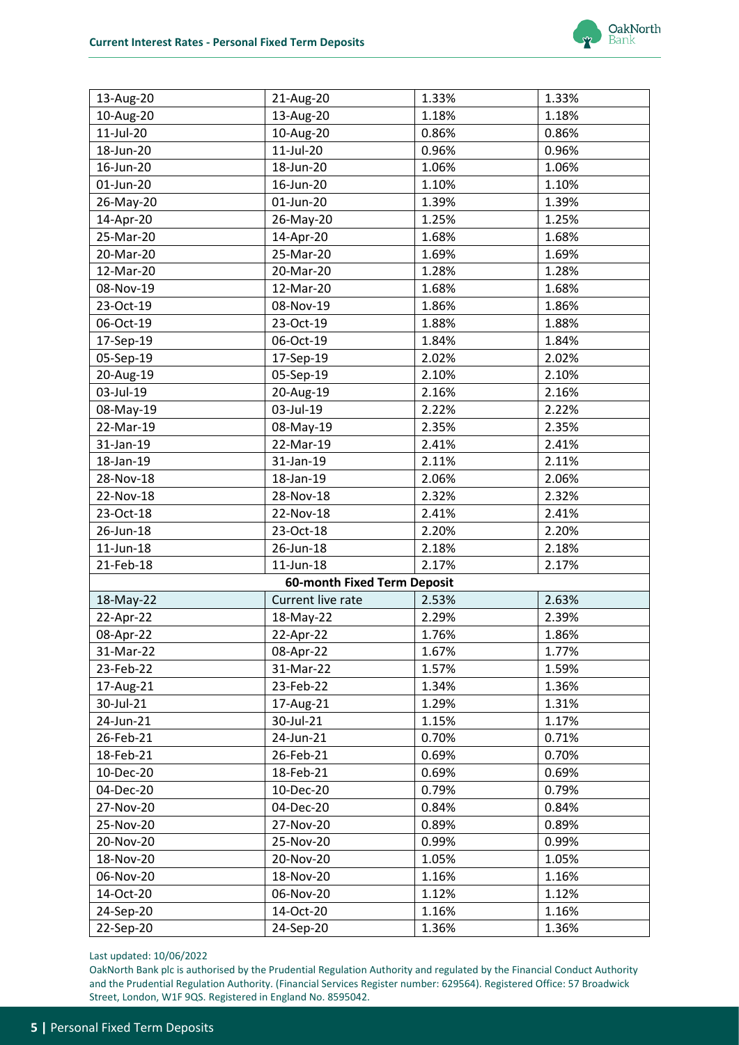| | | | |
|---|---|---|---|
| 13-Aug-20 | 21-Aug-20 | 1.33% | 1.33% |
| 10-Aug-20 | 13-Aug-20 | 1.18% | 1.18% |
| 11-Jul-20 | 10-Aug-20 | 0.86% | 0.86% |
| 18-Jun-20 | 11-Jul-20 | 0.96% | 0.96% |
| 16-Jun-20 | 18-Jun-20 | 1.06% | 1.06% |
| 01-Jun-20 | 16-Jun-20 | 1.10% | 1.10% |
| 26-May-20 | 01-Jun-20 | 1.39% | 1.39% |
| 14-Apr-20 | 26-May-20 | 1.25% | 1.25% |
| 25-Mar-20 | 14-Apr-20 | 1.68% | 1.68% |
| 20-Mar-20 | 25-Mar-20 | 1.69% | 1.69% |
| 12-Mar-20 | 20-Mar-20 | 1.28% | 1.28% |
| 08-Nov-19 | 12-Mar-20 | 1.68% | 1.68% |
| 23-Oct-19 | 08-Nov-19 | 1.86% | 1.86% |
| 06-Oct-19 | 23-Oct-19 | 1.88% | 1.88% |
| 17-Sep-19 | 06-Oct-19 | 1.84% | 1.84% |
| 05-Sep-19 | 17-Sep-19 | 2.02% | 2.02% |
| 20-Aug-19 | 05-Sep-19 | 2.10% | 2.10% |
| 03-Jul-19 | 20-Aug-19 | 2.16% | 2.16% |
| 08-May-19 | 03-Jul-19 | 2.22% | 2.22% |
| 22-Mar-19 | 08-May-19 | 2.35% | 2.35% |
| 31-Jan-19 | 22-Mar-19 | 2.41% | 2.41% |
| 18-Jan-19 | 31-Jan-19 | 2.11% | 2.11% |
| 28-Nov-18 | 18-Jan-19 | 2.06% | 2.06% |
| 22-Nov-18 | 28-Nov-18 | 2.32% | 2.32% |
| 23-Oct-18 | 22-Nov-18 | 2.41% | 2.41% |
| 26-Jun-18 | 23-Oct-18 | 2.20% | 2.20% |
| 11-Jun-18 | 26-Jun-18 | 2.18% | 2.18% |
| 21-Feb-18 | 11-Jun-18 | 2.17% | 2.17% |
| **60-month Fixed Term Deposit** | | | |
| 18-May-22 | Current live rate | 2.53% | 2.63% |
| 22-Apr-22 | 18-May-22 | 2.29% | 2.39% |
| 08-Apr-22 | 22-Apr-22 | 1.76% | 1.86% |
| 31-Mar-22 | 08-Apr-22 | 1.67% | 1.77% |
| 23-Feb-22 | 31-Mar-22 | 1.57% | 1.59% |
| 17-Aug-21 | 23-Feb-22 | 1.34% | 1.36% |
| 30-Jul-21 | 17-Aug-21 | 1.29% | 1.31% |
| 24-Jun-21 | 30-Jul-21 | 1.15% | 1.17% |
| 26-Feb-21 | 24-Jun-21 | 0.70% | 0.71% |
| 18-Feb-21 | 26-Feb-21 | 0.69% | 0.70% |
| 10-Dec-20 | 18-Feb-21 | 0.69% | 0.69% |
| 04-Dec-20 | 10-Dec-20 | 0.79% | 0.79% |
| 27-Nov-20 | 04-Dec-20 | 0.84% | 0.84% |
| 25-Nov-20 | 27-Nov-20 | 0.89% | 0.89% |
| 20-Nov-20 | 25-Nov-20 | 0.99% | 0.99% |
| 18-Nov-20 | 20-Nov-20 | 1.05% | 1.05% |
| 06-Nov-20 | 18-Nov-20 | 1.16% | 1.16% |
| 14-Oct-20 | 06-Nov-20 | 1.12% | 1.12% |
| 24-Sep-20 | 14-Oct-20 | 1.16% | 1.16% |
| 22-Sep-20 | 24-Sep-20 | 1.36% | 1.36% |

Last updated: 10/06/2022

OakNorth Bank plc is authorised by the Prudential Regulation Authority and regulated by the Financial Conduct Authority and the Prudential Regulation Authority. (Financial Services Register number: 629564). Registered Office: 57 Broadwick Street, London, W1F 9QS. Registered in England No. 8595042.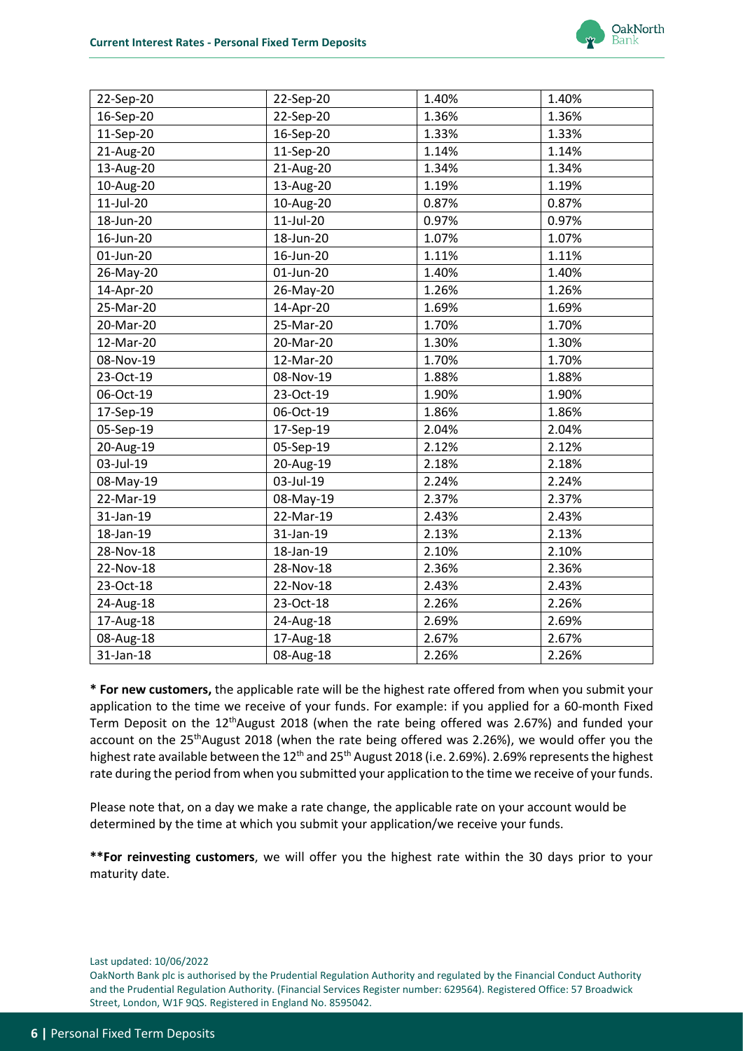| | | | |
|---|---|---|---|
| 22-Sep-20 | 22-Sep-20 | 1.40% | 1.40% |
| 16-Sep-20 | 22-Sep-20 | 1.36% | 1.36% |
| 11-Sep-20 | 16-Sep-20 | 1.33% | 1.33% |
| 21-Aug-20 | 11-Sep-20 | 1.14% | 1.14% |
| 13-Aug-20 | 21-Aug-20 | 1.34% | 1.34% |
| 10-Aug-20 | 13-Aug-20 | 1.19% | 1.19% |
| 11-Jul-20 | 10-Aug-20 | 0.87% | 0.87% |
| 18-Jun-20 | 11-Jul-20 | 0.97% | 0.97% |
| 16-Jun-20 | 18-Jun-20 | 1.07% | 1.07% |
| 01-Jun-20 | 16-Jun-20 | 1.11% | 1.11% |
| 26-May-20 | 01-Jun-20 | 1.40% | 1.40% |
| 14-Apr-20 | 26-May-20 | 1.26% | 1.26% |
| 25-Mar-20 | 14-Apr-20 | 1.69% | 1.69% |
| 20-Mar-20 | 25-Mar-20 | 1.70% | 1.70% |
| 12-Mar-20 | 20-Mar-20 | 1.30% | 1.30% |
| 08-Nov-19 | 12-Mar-20 | 1.70% | 1.70% |
| 23-Oct-19 | 08-Nov-19 | 1.88% | 1.88% |
| 06-Oct-19 | 23-Oct-19 | 1.90% | 1.90% |
| 17-Sep-19 | 06-Oct-19 | 1.86% | 1.86% |
| 05-Sep-19 | 17-Sep-19 | 2.04% | 2.04% |
| 20-Aug-19 | 05-Sep-19 | 2.12% | 2.12% |
| 03-Jul-19 | 20-Aug-19 | 2.18% | 2.18% |
| 08-May-19 | 03-Jul-19 | 2.24% | 2.24% |
| 22-Mar-19 | 08-May-19 | 2.37% | 2.37% |
| 31-Jan-19 | 22-Mar-19 | 2.43% | 2.43% |
| 18-Jan-19 | 31-Jan-19 | 2.13% | 2.13% |
| 28-Nov-18 | 18-Jan-19 | 2.10% | 2.10% |
| 22-Nov-18 | 28-Nov-18 | 2.36% | 2.36% |
| 23-Oct-18 | 22-Nov-18 | 2.43% | 2.43% |
| 24-Aug-18 | 23-Oct-18 | 2.26% | 2.26% |
| 17-Aug-18 | 24-Aug-18 | 2.69% | 2.69% |
| 08-Aug-18 | 17-Aug-18 | 2.67% | 2.67% |
| 31-Jan-18 | 08-Aug-18 | 2.26% | 2.26% |

**\* For new customers,** the applicable rate will be the highest rate offered from when you submit your application to the time we receive of your funds. For example: if you applied for a 60-month Fixed Term Deposit on the 12th August 2018 (when the rate being offered was 2.67%) and funded your account on the 25th August 2018 (when the rate being offered was 2.26%), we would offer you the highest rate available between the 12th and 25th August 2018 (i.e. 2.69%). 2.69% represents the highest rate during the period from when you submitted your application to the time we receive of your funds.

Please note that, on a day we make a rate change, the applicable rate on your account would be determined by the time at which you submit your application/we receive your funds.

**\*\*For reinvesting customers**, we will offer you the highest rate within the 30 days prior to your maturity date.

Last updated: 10/06/2022

OakNorth Bank plc is authorised by the Prudential Regulation Authority and regulated by the Financial Conduct Authority and the Prudential Regulation Authority. (Financial Services Register number: 629564). Registered Office: 57 Broadwick Street, London, W1F 9QS. Registered in England No. 8595042.